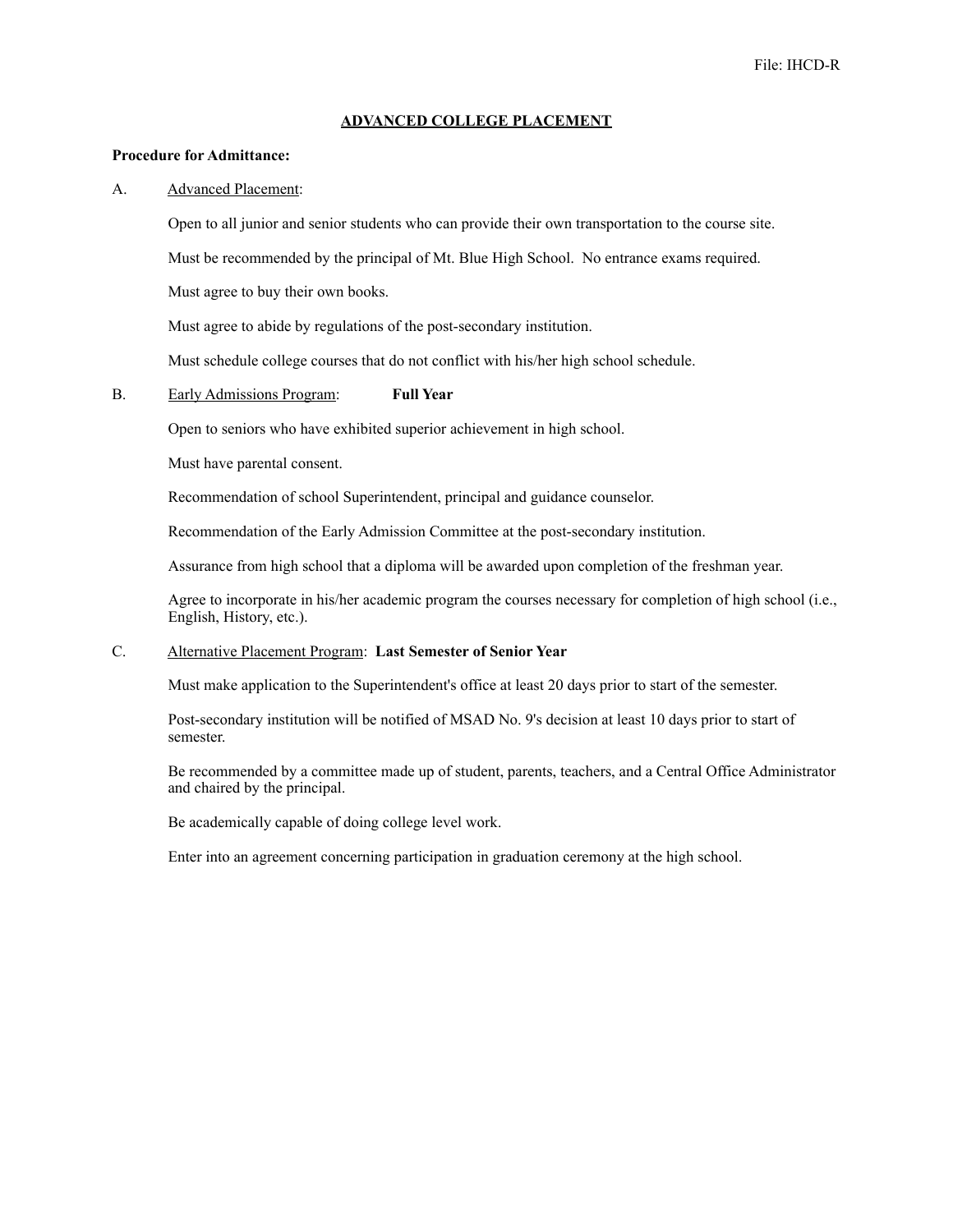File: IHCD-R

# ADVANCED COLLEGE PLACEMENT

**Procedure for Admittance:**

A. Advanced Placement:

Open to all junior and senior students who can provide their own transportation to the course site.

Must be recommended by the principal of Mt. Blue High School. No entrance exams required.

Must agree to buy their own books.

Must agree to abide by regulations of the post-secondary institution.

Must schedule college courses that do not conflict with his/her high school schedule.

B. Early Admissions Program: **Full Year**

Open to seniors who have exhibited superior achievement in high school.

Must have parental consent.

Recommendation of school Superintendent, principal and guidance counselor.

Recommendation of the Early Admission Committee at the post-secondary institution.

Assurance from high school that a diploma will be awarded upon completion of the freshman year.

Agree to incorporate in his/her academic program the courses necessary for completion of high school (i.e., English, History, etc.).

C. Alternative Placement Program: **Last Semester of Senior Year**

Must make application to the Superintendent's office at least 20 days prior to start of the semester.

Post-secondary institution will be notified of MSAD No. 9's decision at least 10 days prior to start of semester.

Be recommended by a committee made up of student, parents, teachers, and a Central Office Administrator and chaired by the principal.

Be academically capable of doing college level work.

Enter into an agreement concerning participation in graduation ceremony at the high school.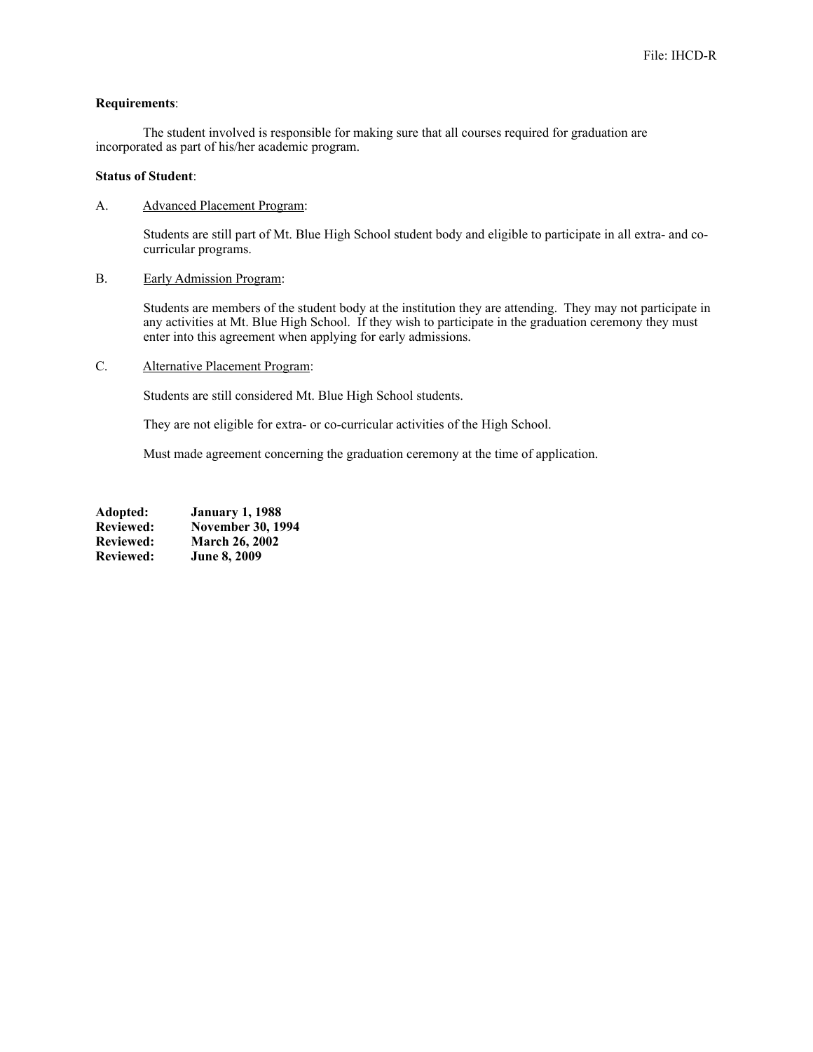**Requirements**:

The student involved is responsible for making sure that all courses required for graduation are incorporated as part of his/her academic program.

**Status of Student**:

A. Advanced Placement Program:

Students are still part of Mt. Blue High School student body and eligible to participate in all extra- and co-curricular programs.

B. Early Admission Program:

Students are members of the student body at the institution they are attending. They may not participate in any activities at Mt. Blue High School. If they wish to participate in the graduation ceremony they must enter into this agreement when applying for early admissions.

C. Alternative Placement Program:

Students are still considered Mt. Blue High School students.

They are not eligible for extra- or co-curricular activities of the High School.

Must made agreement concerning the graduation ceremony at the time of application.

**Adopted:** **January 1, 1988**
**Reviewed:** **November 30, 1994**
**Reviewed:** **March 26, 2002**
**Reviewed:** **June 8, 2009**